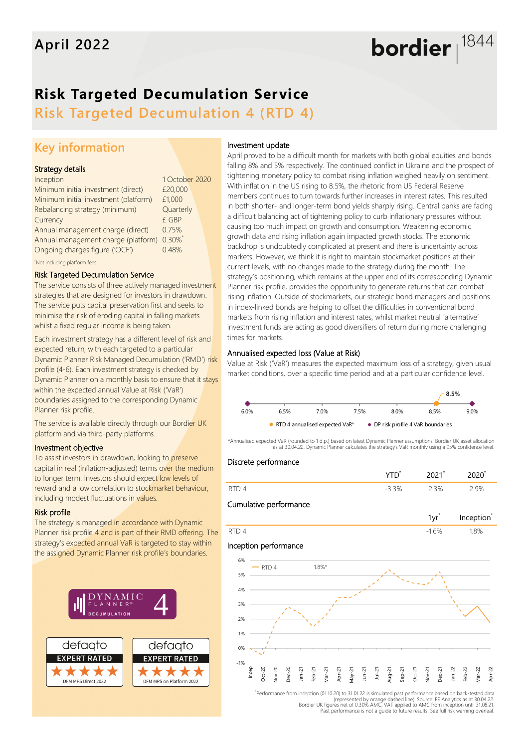# April 2022

bordier 1844

# Risk Targeted Decumulation Service

## Risk Targeted Decumulation 4 (RTD 4)

## Key information

### Strategy details

| | |
|---|---|
| Inception | 1 October 2020 |
| Minimum initial investment (direct) | £20,000 |
| Minimum initial investment (platform) | £1,000 |
| Rebalancing strategy (minimum) | Quarterly |
| Currency | £ GBP |
| Annual management charge (direct) | 0.75% |
| Annual management charge (platform) | 0.30%* |
| Ongoing charges figure ('OCF') | 0.48% |

*Not including platform fees

### Risk Targeted Decumulation Service

The service consists of three actively managed investment strategies that are designed for investors in drawdown. The service puts capital preservation first and seeks to minimise the risk of eroding capital in falling markets whilst a fixed regular income is being taken.

Each investment strategy has a different level of risk and expected return, with each targeted to a particular Dynamic Planner Risk Managed Decumulation ('RMD') risk profile (4-6). Each investment strategy is checked by Dynamic Planner on a monthly basis to ensure that it stays within the expected annual Value at Risk ('VaR') boundaries assigned to the corresponding Dynamic Planner risk profile.

The service is available directly through our Bordier UK platform and via third-party platforms.

### Investment objective

To assist investors in drawdown, looking to preserve capital in real (inflation-adjusted) terms over the medium to longer term. Investors should expect low levels of reward and a low correlation to stockmarket behaviour, including modest fluctuations in values.

### Risk profile

The strategy is managed in accordance with Dynamic Planner risk profile 4 and is part of their RMD offering. The strategy's expected annual VaR is targeted to stay within the assigned Dynamic Planner risk profile's boundaries.

DYNAMIC PLANNER® DECUMULATION 4

defaqto EXPERT RATED ★★★★★ DFM MPS Direct 2022

defaqto EXPERT RATED ★★★★★ DFM MPS on Platform 2022

### Investment update

April proved to be a difficult month for markets with both global equities and bonds falling 8% and 5% respectively. The continued conflict in Ukraine and the prospect of tightening monetary policy to combat rising inflation weighed heavily on sentiment. With inflation in the US rising to 8.5%, the rhetoric from US Federal Reserve members continues to turn towards further increases in interest rates. This resulted in both shorter- and longer-term bond yields sharply rising. Central banks are facing a difficult balancing act of tightening policy to curb inflationary pressures without causing too much impact on growth and consumption. Weakening economic growth data and rising inflation again impacted growth stocks. The economic backdrop is undoubtedly complicated at present and there is uncertainty across markets. However, we think it is right to maintain stockmarket positions at their current levels, with no changes made to the strategy during the month. The strategy's positioning, which remains at the upper end of its corresponding Dynamic Planner risk profile, provides the opportunity to generate returns that can combat rising inflation. Outside of stockmarkets, our strategic bond managers and positions in index-linked bonds are helping to offset the difficulties in conventional bond markets from rising inflation and interest rates, whilst market neutral 'alternative' investment funds are acting as good diversifiers of return during more challenging times for markets.

### Annualised expected loss (Value at Risk)

Value at Risk ('VaR') measures the expected maximum loss of a strategy, given usual market conditions, over a specific time period and at a particular confidence level.

Scale: 6.0% – 6.5% – 7.0% – 7.5% – 8.0% – 8.5% – 9.0%

- RTD 4 annualised expected VaR*: 8.5%
- DP risk profile 4 VaR boundaries: 6.0% – 9.0%

*Annualised expected VaR (rounded to 1 d.p.) based on latest Dynamic Planner assumptions. Bordier UK asset allocation as at 30.04.22. Dynamic Planner calculates the strategy's VaR monthly using a 95% confidence level.

### Discrete performance

| | YTD* | 2021* | 2020* |
|---|---|---|---|
| RTD 4 | -3.3% | 2.3% | 2.9% |

### Cumulative performance

| | 1yr* | Inception* |
|---|---|---|
| RTD 4 | -1.6% | 1.8% |

### Inception performance

Chart: RTD 4, 1.8%* (Incep to Apr-22)

*Performance from inception (01.10.20) to 31.01.22 is simulated past performance based on back-tested data (represented by orange dashed line). Source: FE Analytics as at 30.04.22. Bordier UK figures net of 0.30% AMC. VAT applied to AMC from inception until 31.08.21. Past performance is not a guide to future results. See full risk warning overleaf.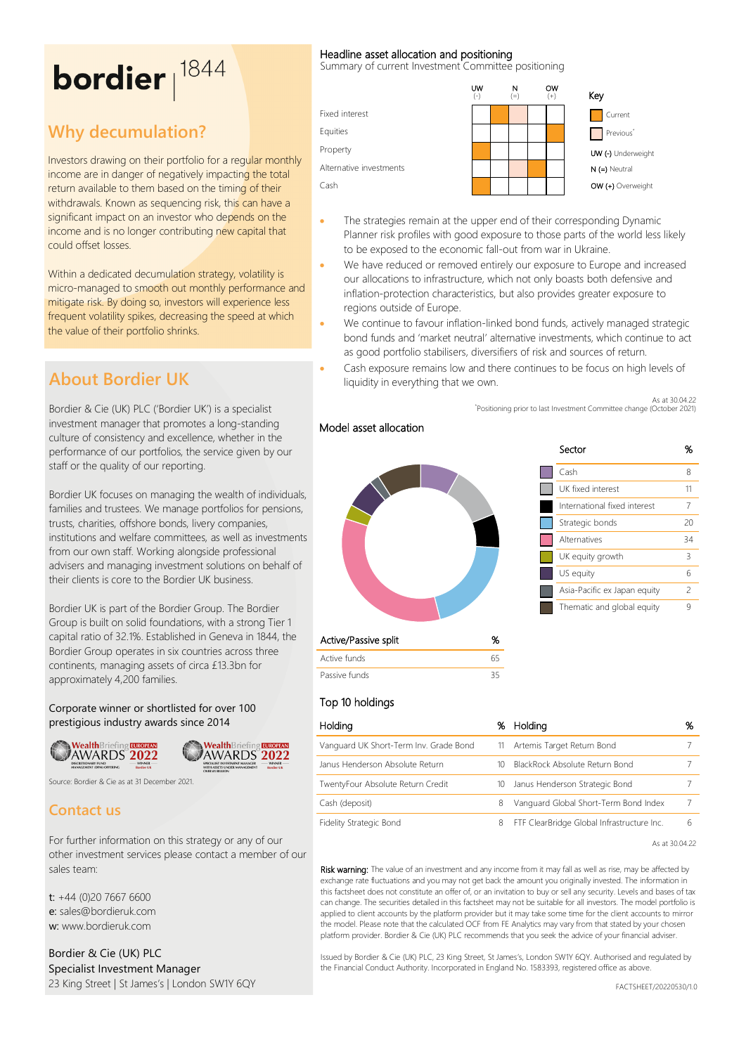# bordier | 1844

## Why decumulation?

Investors drawing on their portfolio for a regular monthly income are in danger of negatively impacting the total return available to them based on the timing of their withdrawals. Known as sequencing risk, this can have a significant impact on an investor who depends on the income and is no longer contributing new capital that could offset losses.

Within a dedicated decumulation strategy, volatility is micro-managed to smooth out monthly performance and mitigate risk. By doing so, investors will experience less frequent volatility spikes, decreasing the speed at which the value of their portfolio shrinks.

## About Bordier UK

Bordier & Cie (UK) PLC ('Bordier UK') is a specialist investment manager that promotes a long-standing culture of consistency and excellence, whether in the performance of our portfolios, the service given by our staff or the quality of our reporting.

Bordier UK focuses on managing the wealth of individuals, families and trustees. We manage portfolios for pensions, trusts, charities, offshore bonds, livery companies, institutions and welfare committees, as well as investments from our own staff. Working alongside professional advisers and managing investment solutions on behalf of their clients is core to the Bordier UK business.

Bordier UK is part of the Bordier Group. The Bordier Group is built on solid foundations, with a strong Tier 1 capital ratio of 32.1%. Established in Geneva in 1844, the Bordier Group operates in six countries across three continents, managing assets of circa £13.3bn for approximately 4,200 families.

Corporate winner or shortlisted for over 100 prestigious industry awards since 2014

WealthBriefing European AWARDS 2022 — Discretionary Fund Management (DFM) Offering — Winner Bordier UK

WealthBriefing European AWARDS 2022 — Specialist Investment Manager with Assets Under Management Over £1 Billion — Winner Bordier UK

Source: Bordier & Cie as at 31 December 2021.

## Contact us

For further information on this strategy or any of our other investment services please contact a member of our sales team:

t: +44 (0)20 7667 6600
e: sales@bordieruk.com
w: www.bordieruk.com

Bordier & Cie (UK) PLC
Specialist Investment Manager
23 King Street | St James's | London SW1Y 6QY

## Headline asset allocation and positioning

Summary of current Investment Committee positioning

| | UW (-) | | N (=) | | OW (+) |
|---|---|---|---|---|---|
| Fixed interest | | Current | Previous* | | |
| Equities | | | | | Current |
| Property | Current | | | | |
| Alternative investments | | | Previous* | Current | |
| Cash | Current | | | | |

Key: Current; Previous*; UW (-) Underweight; N (=) Neutral; OW (+) Overweight

- The strategies remain at the upper end of their corresponding Dynamic Planner risk profiles with good exposure to those parts of the world less likely to be exposed to the economic fall-out from war in Ukraine.
- We have reduced or removed entirely our exposure to Europe and increased our allocations to infrastructure, which not only boasts both defensive and inflation-protection characteristics, but also provides greater exposure to regions outside of Europe.
- We continue to favour inflation-linked bond funds, actively managed strategic bond funds and 'market neutral' alternative investments, which continue to act as good portfolio stabilisers, diversifiers of risk and sources of return.
- Cash exposure remains low and there continues to be focus on high levels of liquidity in everything that we own.

As at 30.04.22
*Positioning prior to last Investment Committee change (October 2021)

## Model asset allocation

| Sector | % |
|---|---|
| Cash | 8 |
| UK fixed interest | 11 |
| International fixed interest | 7 |
| Strategic bonds | 20 |
| Alternatives | 34 |
| UK equity growth | 3 |
| US equity | 6 |
| Asia-Pacific ex Japan equity | 2 |
| Thematic and global equity | 9 |

| Active/Passive split | % |
|---|---|
| Active funds | 65 |
| Passive funds | 35 |

## Top 10 holdings

| Holding | % | Holding | % |
|---|---|---|---|
| Vanguard UK Short-Term Inv. Grade Bond | 11 | Artemis Target Return Bond | 7 |
| Janus Henderson Absolute Return | 10 | BlackRock Absolute Return Bond | 7 |
| TwentyFour Absolute Return Credit | 10 | Janus Henderson Strategic Bond | 7 |
| Cash (deposit) | 8 | Vanguard Global Short-Term Bond Index | 7 |
| Fidelity Strategic Bond | 8 | FTF ClearBridge Global Infrastructure Inc. | 6 |

As at 30.04.22

**Risk warning:** The value of an investment and any income from it may fall as well as rise, may be affected by exchange rate fluctuations and you may not get back the amount you originally invested. The information in this factsheet does not constitute an offer of, or an invitation to buy or sell any security. Levels and bases of tax can change. The securities detailed in this factsheet may not be suitable for all investors. The model portfolio is applied to client accounts by the platform provider but it may take some time for the client accounts to mirror the model. Please note that the calculated OCF from FE Analytics may vary from that stated by your chosen platform provider. Bordier & Cie (UK) PLC recommends that you seek the advice of your financial adviser.

Issued by Bordier & Cie (UK) PLC, 23 King Street, St James's, London SW1Y 6QY. Authorised and regulated by the Financial Conduct Authority. Incorporated in England No. 1583393, registered office as above.

FACTSHEET/20220530/1.0